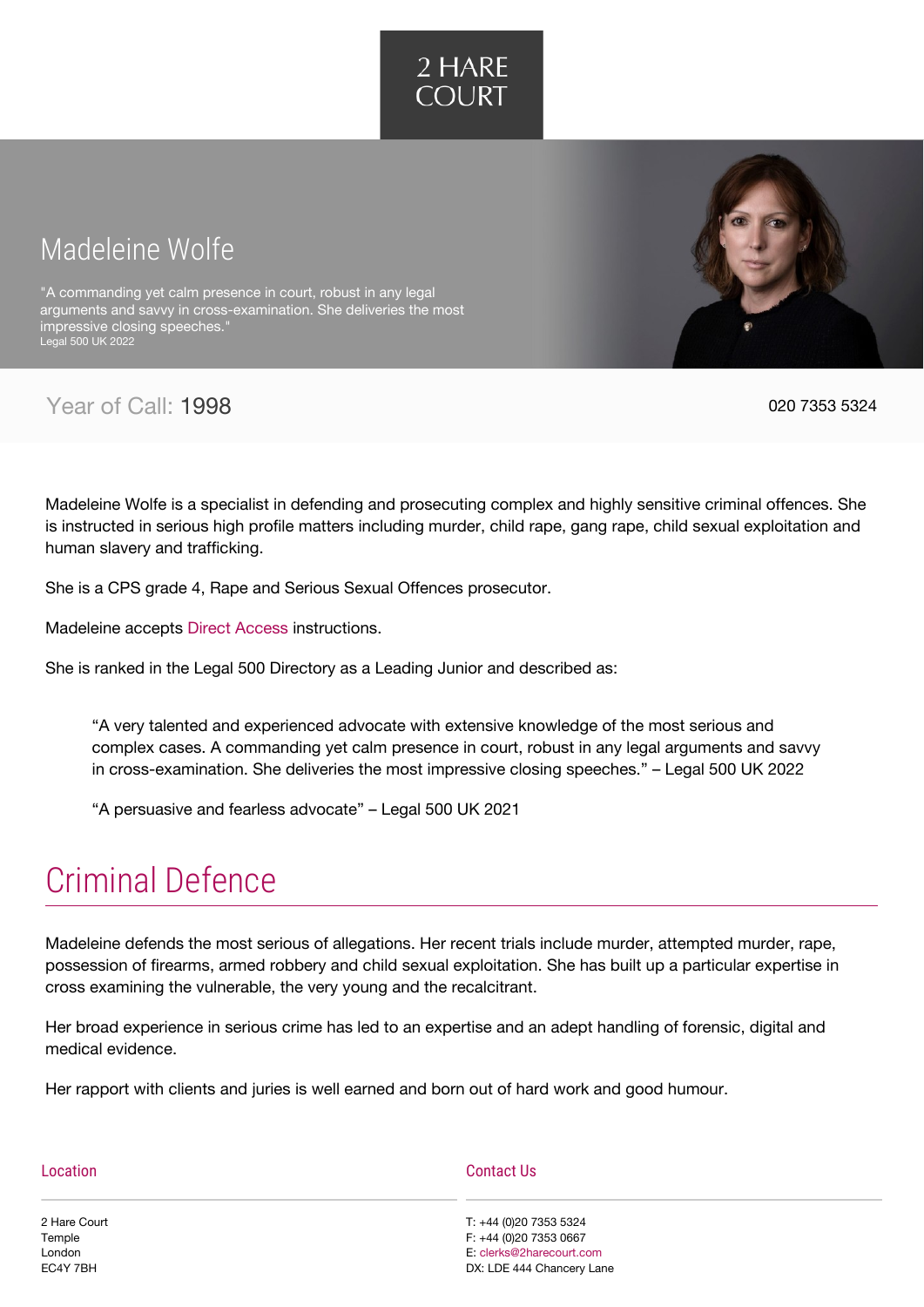2 HARE COURT

# Madeleine Wolfe

"A commanding yet calm presence in court, robust in any legal arguments and savvy in cross-examination. She deliveries the most impressive closing speeches."
Legal 500 UK 2022

Year of Call: 1998

020 7353 5324

Madeleine Wolfe is a specialist in defending and prosecuting complex and highly sensitive criminal offences. She is instructed in serious high profile matters including murder, child rape, gang rape, child sexual exploitation and human slavery and trafficking.

She is a CPS grade 4, Rape and Serious Sexual Offences prosecutor.

Madeleine accepts Direct Access instructions.

She is ranked in the Legal 500 Directory as a Leading Junior and described as:

> "A very talented and experienced advocate with extensive knowledge of the most serious and complex cases. A commanding yet calm presence in court, robust in any legal arguments and savvy in cross-examination. She deliveries the most impressive closing speeches." – Legal 500 UK 2022
>
> "A persuasive and fearless advocate" – Legal 500 UK 2021

## Criminal Defence

Madeleine defends the most serious of allegations. Her recent trials include murder, attempted murder, rape, possession of firearms, armed robbery and child sexual exploitation. She has built up a particular expertise in cross examining the vulnerable, the very young and the recalcitrant.

Her broad experience in serious crime has led to an expertise and an adept handling of forensic, digital and medical evidence.

Her rapport with clients and juries is well earned and born out of hard work and good humour.

### Location

2 Hare Court
Temple
London
EC4Y 7BH

### Contact Us

T: +44 (0)20 7353 5324
F: +44 (0)20 7353 0667
E: clerks@2harecourt.com
DX: LDE 444 Chancery Lane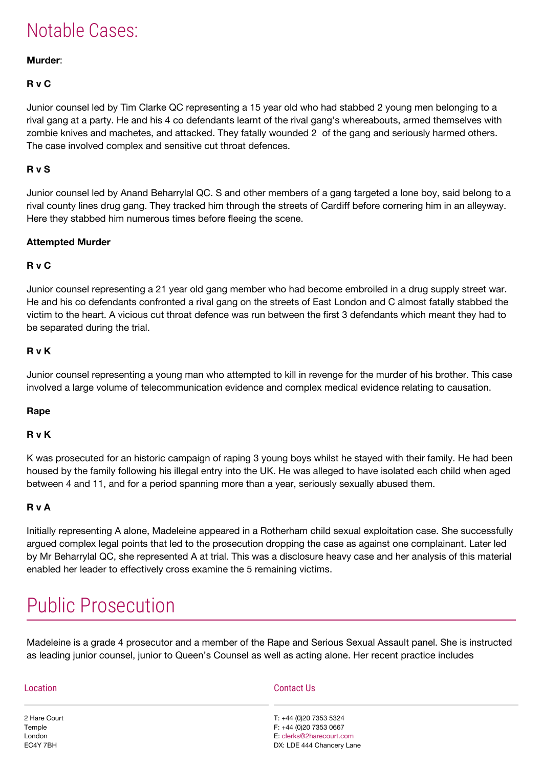# Notable Cases:

**Murder**:

**R v C**

Junior counsel led by Tim Clarke QC representing a 15 year old who had stabbed 2 young men belonging to a rival gang at a party. He and his 4 co defendants learnt of the rival gang's whereabouts, armed themselves with zombie knives and machetes, and attacked. They fatally wounded 2  of the gang and seriously harmed others. The case involved complex and sensitive cut throat defences.

**R v S**

Junior counsel led by Anand Beharrylal QC. S and other members of a gang targeted a lone boy, said belong to a rival county lines drug gang. They tracked him through the streets of Cardiff before cornering him in an alleyway. Here they stabbed him numerous times before fleeing the scene.

**Attempted Murder**

**R v C**

Junior counsel representing a 21 year old gang member who had become embroiled in a drug supply street war. He and his co defendants confronted a rival gang on the streets of East London and C almost fatally stabbed the victim to the heart. A vicious cut throat defence was run between the first 3 defendants which meant they had to be separated during the trial.

**R v K**

Junior counsel representing a young man who attempted to kill in revenge for the murder of his brother. This case involved a large volume of telecommunication evidence and complex medical evidence relating to causation.

**Rape**

**R v K**

K was prosecuted for an historic campaign of raping 3 young boys whilst he stayed with their family. He had been housed by the family following his illegal entry into the UK. He was alleged to have isolated each child when aged between 4 and 11, and for a period spanning more than a year, seriously sexually abused them.

**R v A**

Initially representing A alone, Madeleine appeared in a Rotherham child sexual exploitation case. She successfully argued complex legal points that led to the prosecution dropping the case as against one complainant. Later led by Mr Beharrylal QC, she represented A at trial. This was a disclosure heavy case and her analysis of this material enabled her leader to effectively cross examine the 5 remaining victims.

# Public Prosecution

Madeleine is a grade 4 prosecutor and a member of the Rape and Serious Sexual Assault panel. She is instructed as leading junior counsel, junior to Queen's Counsel as well as acting alone. Her recent practice includes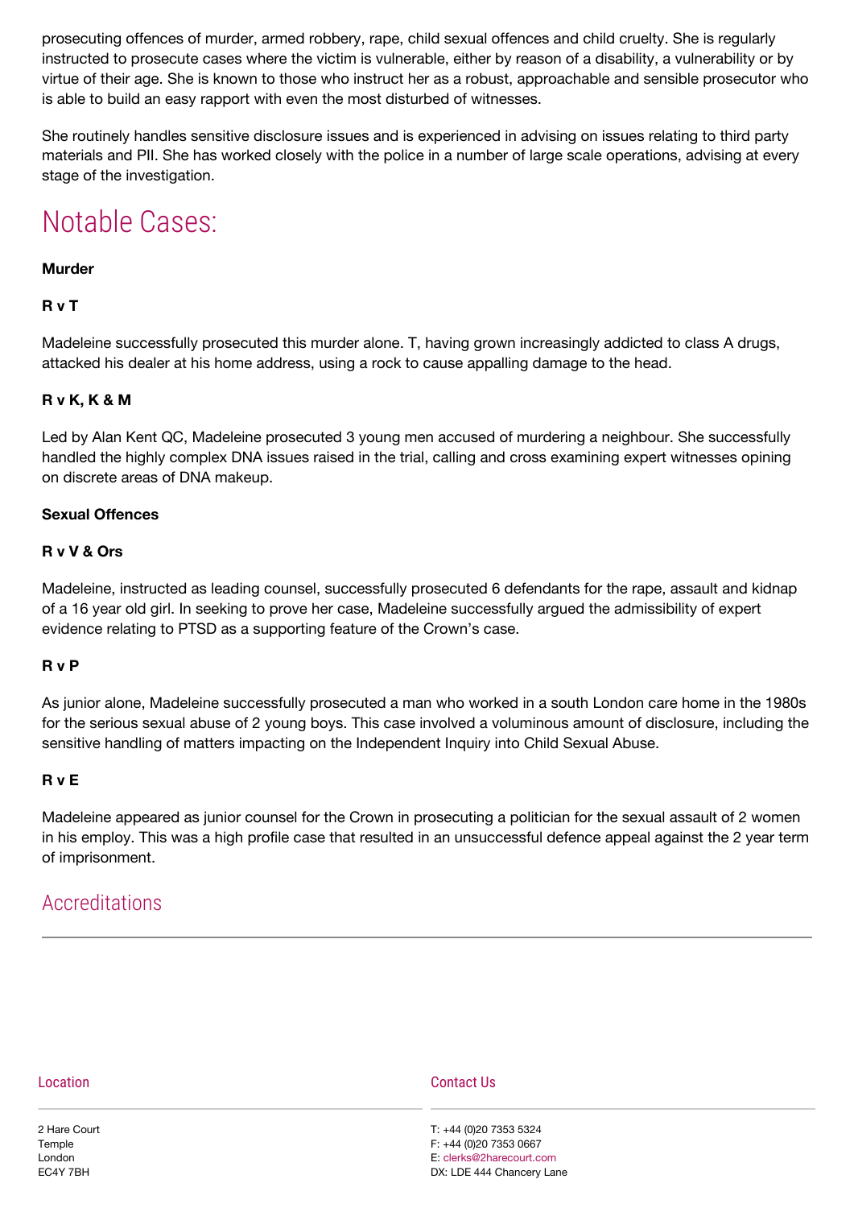prosecuting offences of murder, armed robbery, rape, child sexual offences and child cruelty. She is regularly instructed to prosecute cases where the victim is vulnerable, either by reason of a disability, a vulnerability or by virtue of their age. She is known to those who instruct her as a robust, approachable and sensible prosecutor who is able to build an easy rapport with even the most disturbed of witnesses.

She routinely handles sensitive disclosure issues and is experienced in advising on issues relating to third party materials and PII. She has worked closely with the police in a number of large scale operations, advising at every stage of the investigation.

# Notable Cases:

**Murder**

**R v T**

Madeleine successfully prosecuted this murder alone. T, having grown increasingly addicted to class A drugs, attacked his dealer at his home address, using a rock to cause appalling damage to the head.

**R v K, K & M**

Led by Alan Kent QC, Madeleine prosecuted 3 young men accused of murdering a neighbour. She successfully handled the highly complex DNA issues raised in the trial, calling and cross examining expert witnesses opining on discrete areas of DNA makeup.

**Sexual Offences**

**R v V & Ors**

Madeleine, instructed as leading counsel, successfully prosecuted 6 defendants for the rape, assault and kidnap of a 16 year old girl. In seeking to prove her case, Madeleine successfully argued the admissibility of expert evidence relating to PTSD as a supporting feature of the Crown's case.

**R v P**

As junior alone, Madeleine successfully prosecuted a man who worked in a south London care home in the 1980s for the serious sexual abuse of 2 young boys. This case involved a voluminous amount of disclosure, including the sensitive handling of matters impacting on the Independent Inquiry into Child Sexual Abuse.

**R v E**

Madeleine appeared as junior counsel for the Crown in prosecuting a politician for the sexual assault of 2 women in his employ. This was a high profile case that resulted in an unsuccessful defence appeal against the 2 year term of imprisonment.

## Accreditations

---

### Location

2 Hare Court
Temple
London
EC4Y 7BH

### Contact Us

T: +44 (0)20 7353 5324
F: +44 (0)20 7353 0667
E: clerks@2harecourt.com
DX: LDE 444 Chancery Lane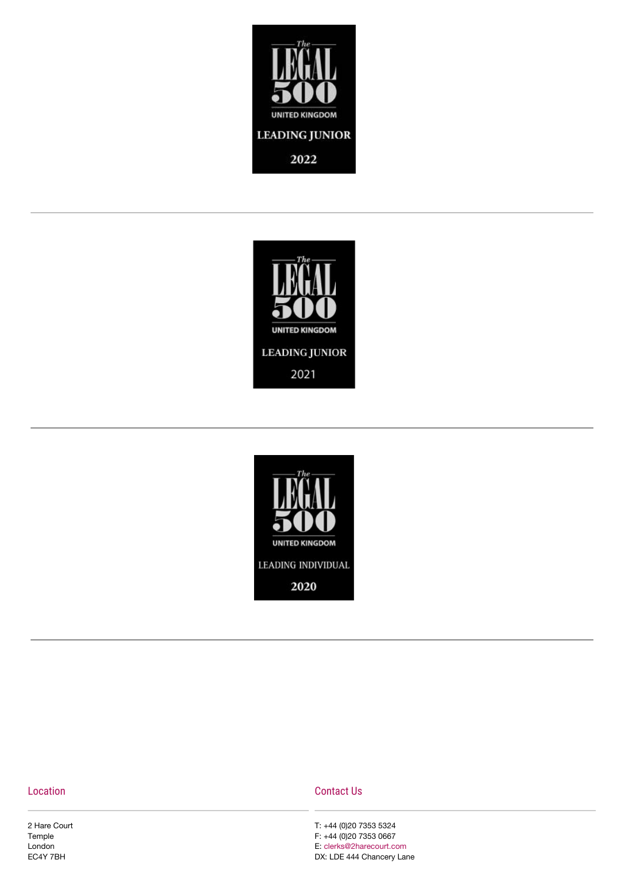The LEGAL 500 UNITED KINGDOM LEADING JUNIOR 2022

---

The LEGAL 500 UNITED KINGDOM LEADING JUNIOR 2021

---

The LEGAL 500 UNITED KINGDOM LEADING INDIVIDUAL 2020

---

## Location

2 Hare Court
Temple
London
EC4Y 7BH

## Contact Us

T: +44 (0)20 7353 5324
F: +44 (0)20 7353 0667
E: clerks@2harecourt.com
DX: LDE 444 Chancery Lane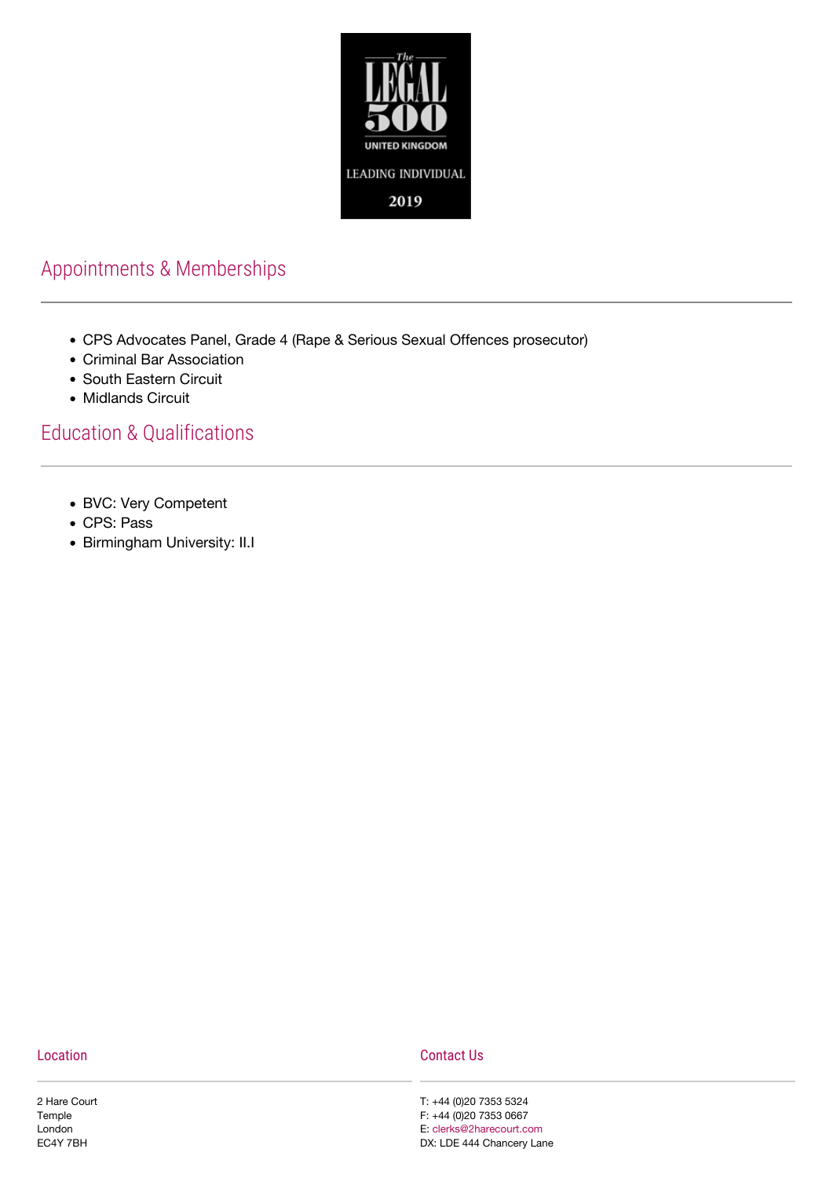The LEGAL 500
UNITED KINGDOM
LEADING INDIVIDUAL
2019

## Appointments & Memberships

- CPS Advocates Panel, Grade 4 (Rape & Serious Sexual Offences prosecutor)
- Criminal Bar Association
- South Eastern Circuit
- Midlands Circuit

## Education & Qualifications

- BVC: Very Competent
- CPS: Pass
- Birmingham University: II.I

### Location

2 Hare Court
Temple
London
EC4Y 7BH

### Contact Us

T: +44 (0)20 7353 5324
F: +44 (0)20 7353 0667
E: clerks@2harecourt.com
DX: LDE 444 Chancery Lane